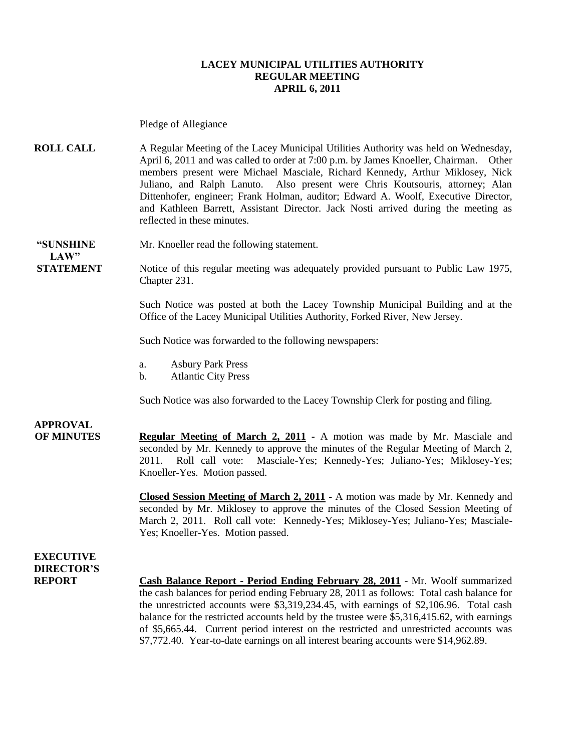# LACEY MUNICIPAL UTILITIES AUTHORITY
## REGULAR MEETING
## APRIL 6, 2011

Pledge of Allegiance

**ROLL CALL**

A Regular Meeting of the Lacey Municipal Utilities Authority was held on Wednesday, April 6, 2011 and was called to order at 7:00 p.m. by James Knoeller, Chairman. Other members present were Michael Masciale, Richard Kennedy, Arthur Miklosey, Nick Juliano, and Ralph Lanuto. Also present were Chris Koutsouris, attorney; Alan Dittenhofer, engineer; Frank Holman, auditor; Edward A. Woolf, Executive Director, and Kathleen Barrett, Assistant Director. Jack Nosti arrived during the meeting as reflected in these minutes.

**"SUNSHINE LAW" STATEMENT**

Mr. Knoeller read the following statement.

Notice of this regular meeting was adequately provided pursuant to Public Law 1975, Chapter 231.

Such Notice was posted at both the Lacey Township Municipal Building and at the Office of the Lacey Municipal Utilities Authority, Forked River, New Jersey.

Such Notice was forwarded to the following newspapers:

a. Asbury Park Press
b. Atlantic City Press

Such Notice was also forwarded to the Lacey Township Clerk for posting and filing.

**APPROVAL OF MINUTES**

**Regular Meeting of March 2, 2011** - A motion was made by Mr. Masciale and seconded by Mr. Kennedy to approve the minutes of the Regular Meeting of March 2, 2011. Roll call vote: Masciale-Yes; Kennedy-Yes; Juliano-Yes; Miklosey-Yes; Knoeller-Yes. Motion passed.

**Closed Session Meeting of March 2, 2011** - A motion was made by Mr. Kennedy and seconded by Mr. Miklosey to approve the minutes of the Closed Session Meeting of March 2, 2011. Roll call vote: Kennedy-Yes; Miklosey-Yes; Juliano-Yes; Masciale-Yes; Knoeller-Yes. Motion passed.

**EXECUTIVE DIRECTOR'S REPORT**

**Cash Balance Report - Period Ending February 28, 2011** - Mr. Woolf summarized the cash balances for period ending February 28, 2011 as follows: Total cash balance for the unrestricted accounts were $3,319,234.45, with earnings of $2,106.96. Total cash balance for the restricted accounts held by the trustee were $5,316,415.62, with earnings of $5,665.44. Current period interest on the restricted and unrestricted accounts was $7,772.40. Year-to-date earnings on all interest bearing accounts were $14,962.89.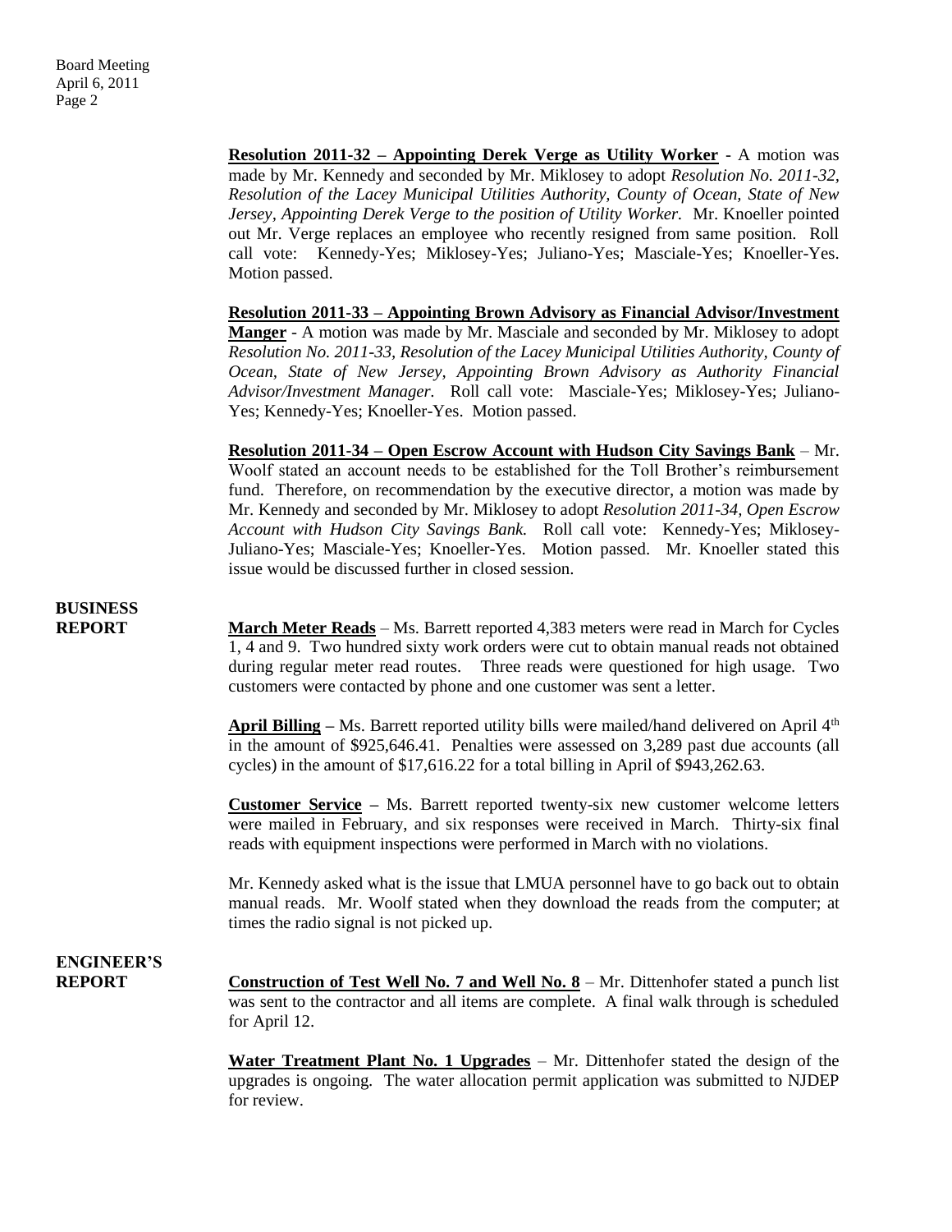**Resolution 2011-32 – Appointing Derek Verge as Utility Worker** - A motion was made by Mr. Kennedy and seconded by Mr. Miklosey to adopt *Resolution No. 2011-32, Resolution of the Lacey Municipal Utilities Authority, County of Ocean, State of New Jersey, Appointing Derek Verge to the position of Utility Worker.* Mr. Knoeller pointed out Mr. Verge replaces an employee who recently resigned from same position. Roll call vote: Kennedy-Yes; Miklosey-Yes; Juliano-Yes; Masciale-Yes; Knoeller-Yes. Motion passed.

**Resolution 2011-33 – Appointing Brown Advisory as Financial Advisor/Investment Manger** - A motion was made by Mr. Masciale and seconded by Mr. Miklosey to adopt *Resolution No. 2011-33, Resolution of the Lacey Municipal Utilities Authority, County of Ocean, State of New Jersey, Appointing Brown Advisory as Authority Financial Advisor/Investment Manager.* Roll call vote: Masciale-Yes; Miklosey-Yes; Juliano-Yes; Kennedy-Yes; Knoeller-Yes. Motion passed.

**Resolution 2011-34 – Open Escrow Account with Hudson City Savings Bank** – Mr. Woolf stated an account needs to be established for the Toll Brother's reimbursement fund. Therefore, on recommendation by the executive director, a motion was made by Mr. Kennedy and seconded by Mr. Miklosey to adopt *Resolution 2011-34, Open Escrow Account with Hudson City Savings Bank.* Roll call vote: Kennedy-Yes; Miklosey-Juliano-Yes; Masciale-Yes; Knoeller-Yes. Motion passed. Mr. Knoeller stated this issue would be discussed further in closed session.

## BUSINESS REPORT

**March Meter Reads** – Ms. Barrett reported 4,383 meters were read in March for Cycles 1, 4 and 9. Two hundred sixty work orders were cut to obtain manual reads not obtained during regular meter read routes. Three reads were questioned for high usage. Two customers were contacted by phone and one customer was sent a letter.

**April Billing** – Ms. Barrett reported utility bills were mailed/hand delivered on April 4th in the amount of $925,646.41. Penalties were assessed on 3,289 past due accounts (all cycles) in the amount of $17,616.22 for a total billing in April of $943,262.63.

**Customer Service** – Ms. Barrett reported twenty-six new customer welcome letters were mailed in February, and six responses were received in March. Thirty-six final reads with equipment inspections were performed in March with no violations.

Mr. Kennedy asked what is the issue that LMUA personnel have to go back out to obtain manual reads. Mr. Woolf stated when they download the reads from the computer; at times the radio signal is not picked up.

## ENGINEER'S REPORT

**Construction of Test Well No. 7 and Well No. 8** – Mr. Dittenhofer stated a punch list was sent to the contractor and all items are complete. A final walk through is scheduled for April 12.

**Water Treatment Plant No. 1 Upgrades** – Mr. Dittenhofer stated the design of the upgrades is ongoing. The water allocation permit application was submitted to NJDEP for review.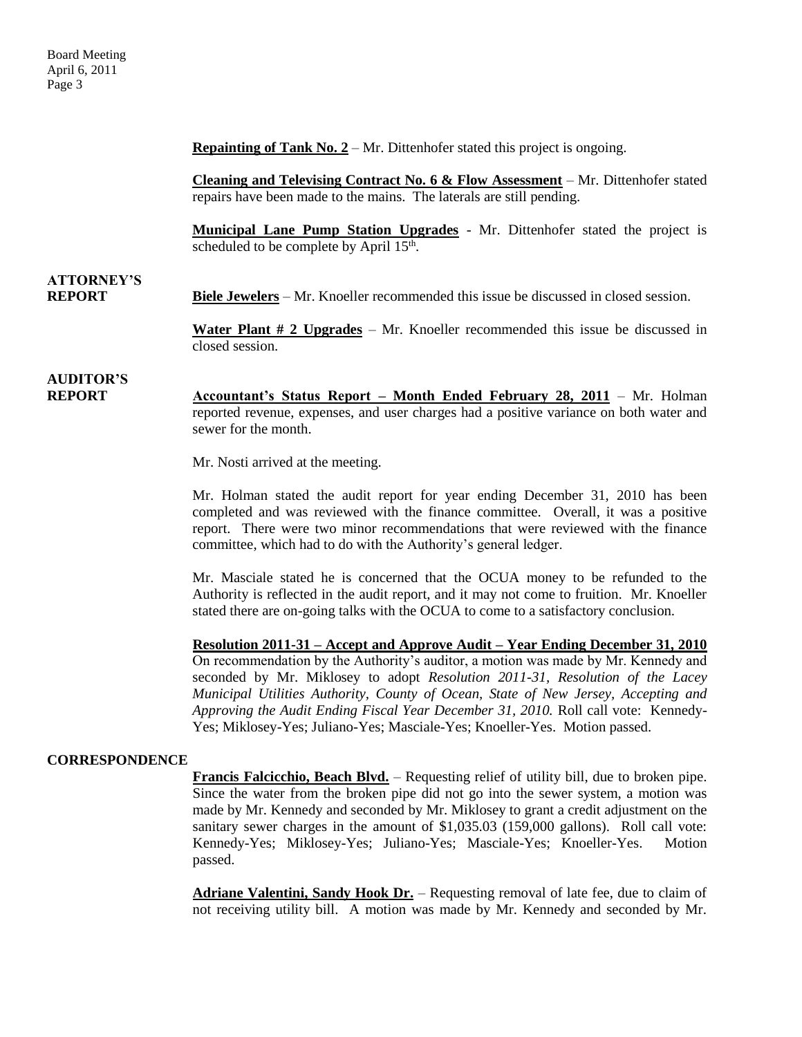**Repainting of Tank No. 2** – Mr. Dittenhofer stated this project is ongoing.

**Cleaning and Televising Contract No. 6 & Flow Assessment** – Mr. Dittenhofer stated repairs have been made to the mains. The laterals are still pending.

**Municipal Lane Pump Station Upgrades** - Mr. Dittenhofer stated the project is scheduled to be complete by April 15th.

**ATTORNEY'S REPORT**

**Biele Jewelers** – Mr. Knoeller recommended this issue be discussed in closed session.

**Water Plant # 2 Upgrades** – Mr. Knoeller recommended this issue be discussed in closed session.

**AUDITOR'S REPORT**

**Accountant's Status Report – Month Ended February 28, 2011** – Mr. Holman reported revenue, expenses, and user charges had a positive variance on both water and sewer for the month.

Mr. Nosti arrived at the meeting.

Mr. Holman stated the audit report for year ending December 31, 2010 has been completed and was reviewed with the finance committee. Overall, it was a positive report. There were two minor recommendations that were reviewed with the finance committee, which had to do with the Authority's general ledger.

Mr. Masciale stated he is concerned that the OCUA money to be refunded to the Authority is reflected in the audit report, and it may not come to fruition. Mr. Knoeller stated there are on-going talks with the OCUA to come to a satisfactory conclusion.

**Resolution 2011-31 – Accept and Approve Audit – Year Ending December 31, 2010** On recommendation by the Authority's auditor, a motion was made by Mr. Kennedy and seconded by Mr. Miklosey to adopt *Resolution 2011-31, Resolution of the Lacey Municipal Utilities Authority, County of Ocean, State of New Jersey, Accepting and Approving the Audit Ending Fiscal Year December 31, 2010.* Roll call vote: Kennedy-Yes; Miklosey-Yes; Juliano-Yes; Masciale-Yes; Knoeller-Yes. Motion passed.

**CORRESPONDENCE**

**Francis Falcicchio, Beach Blvd.** – Requesting relief of utility bill, due to broken pipe. Since the water from the broken pipe did not go into the sewer system, a motion was made by Mr. Kennedy and seconded by Mr. Miklosey to grant a credit adjustment on the sanitary sewer charges in the amount of $1,035.03 (159,000 gallons). Roll call vote: Kennedy-Yes; Miklosey-Yes; Juliano-Yes; Masciale-Yes; Knoeller-Yes. Motion passed.

**Adriane Valentini, Sandy Hook Dr.** – Requesting removal of late fee, due to claim of not receiving utility bill. A motion was made by Mr. Kennedy and seconded by Mr.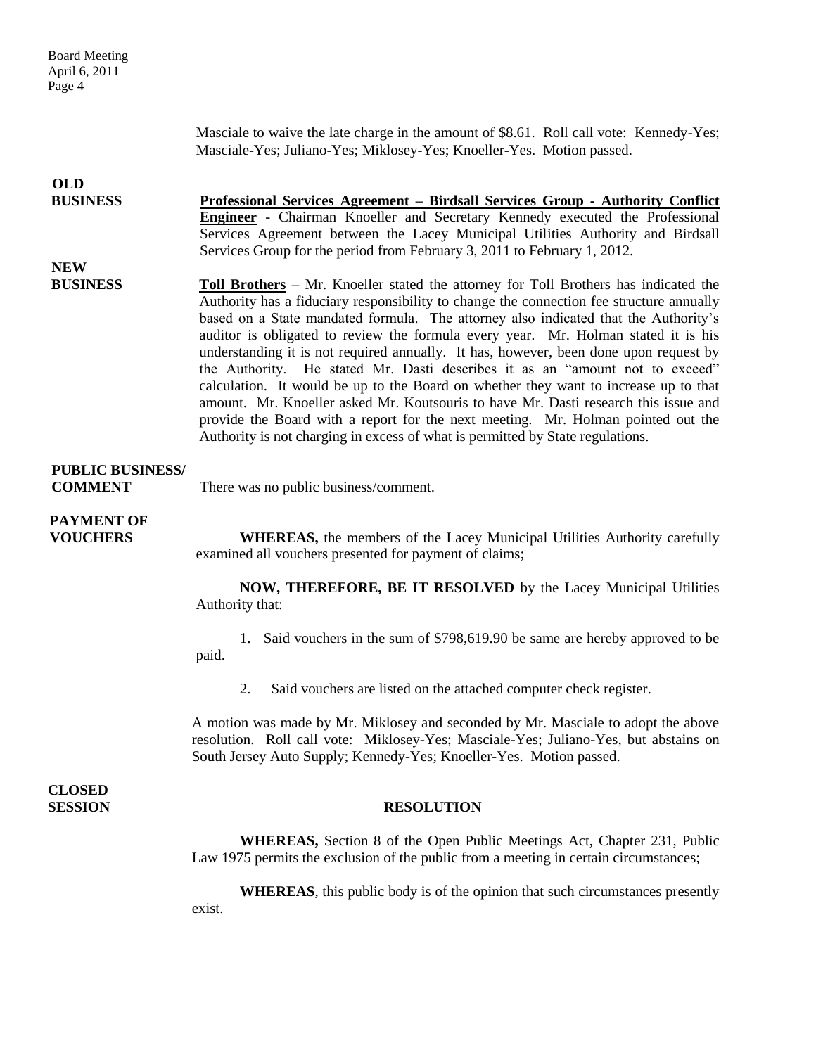Masciale to waive the late charge in the amount of $8.61. Roll call vote: Kennedy-Yes; Masciale-Yes; Juliano-Yes; Miklosey-Yes; Knoeller-Yes. Motion passed.

**OLD BUSINESS**

**Professional Services Agreement – Birdsall Services Group - Authority Conflict Engineer** - Chairman Knoeller and Secretary Kennedy executed the Professional Services Agreement between the Lacey Municipal Utilities Authority and Birdsall Services Group for the period from February 3, 2011 to February 1, 2012.

**NEW BUSINESS**

**Toll Brothers** – Mr. Knoeller stated the attorney for Toll Brothers has indicated the Authority has a fiduciary responsibility to change the connection fee structure annually based on a State mandated formula. The attorney also indicated that the Authority's auditor is obligated to review the formula every year. Mr. Holman stated it is his understanding it is not required annually. It has, however, been done upon request by the Authority. He stated Mr. Dasti describes it as an "amount not to exceed" calculation. It would be up to the Board on whether they want to increase up to that amount. Mr. Knoeller asked Mr. Koutsouris to have Mr. Dasti research this issue and provide the Board with a report for the next meeting. Mr. Holman pointed out the Authority is not charging in excess of what is permitted by State regulations.

**PUBLIC BUSINESS/ COMMENT**

There was no public business/comment.

**PAYMENT OF VOUCHERS**

**WHEREAS,** the members of the Lacey Municipal Utilities Authority carefully examined all vouchers presented for payment of claims;

**NOW, THEREFORE, BE IT RESOLVED** by the Lacey Municipal Utilities Authority that:

1. Said vouchers in the sum of $798,619.90 be same are hereby approved to be paid.

2. Said vouchers are listed on the attached computer check register.

A motion was made by Mr. Miklosey and seconded by Mr. Masciale to adopt the above resolution. Roll call vote: Miklosey-Yes; Masciale-Yes; Juliano-Yes, but abstains on South Jersey Auto Supply; Kennedy-Yes; Knoeller-Yes. Motion passed.

**CLOSED SESSION**

**RESOLUTION**

**WHEREAS,** Section 8 of the Open Public Meetings Act, Chapter 231, Public Law 1975 permits the exclusion of the public from a meeting in certain circumstances;

**WHEREAS**, this public body is of the opinion that such circumstances presently exist.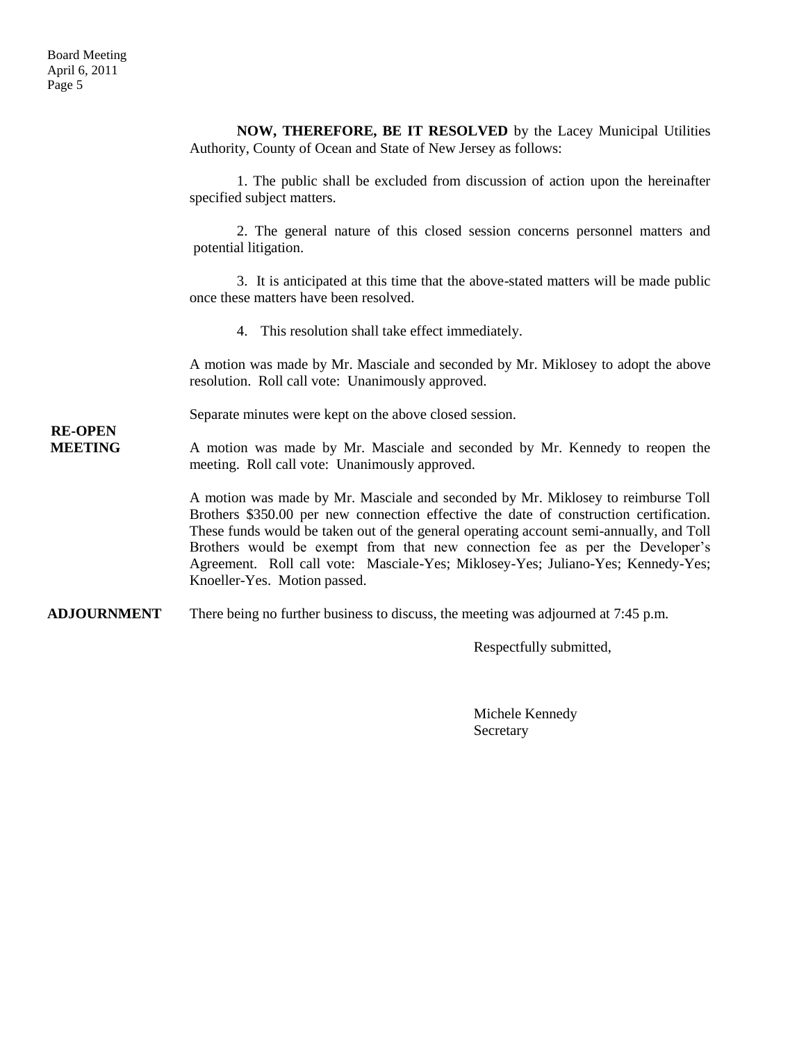**NOW, THEREFORE, BE IT RESOLVED** by the Lacey Municipal Utilities Authority, County of Ocean and State of New Jersey as follows:

1. The public shall be excluded from discussion of action upon the hereinafter specified subject matters.

2. The general nature of this closed session concerns personnel matters and potential litigation.

3. It is anticipated at this time that the above-stated matters will be made public once these matters have been resolved.

4. This resolution shall take effect immediately.

A motion was made by Mr. Masciale and seconded by Mr. Miklosey to adopt the above resolution. Roll call vote: Unanimously approved.

Separate minutes were kept on the above closed session.

**RE-OPEN MEETING**

A motion was made by Mr. Masciale and seconded by Mr. Kennedy to reopen the meeting. Roll call vote: Unanimously approved.

A motion was made by Mr. Masciale and seconded by Mr. Miklosey to reimburse Toll Brothers $350.00 per new connection effective the date of construction certification. These funds would be taken out of the general operating account semi-annually, and Toll Brothers would be exempt from that new connection fee as per the Developer's Agreement. Roll call vote: Masciale-Yes; Miklosey-Yes; Juliano-Yes; Kennedy-Yes; Knoeller-Yes. Motion passed.

**ADJOURNMENT**

There being no further business to discuss, the meeting was adjourned at 7:45 p.m.

Respectfully submitted,

Michele Kennedy
Secretary